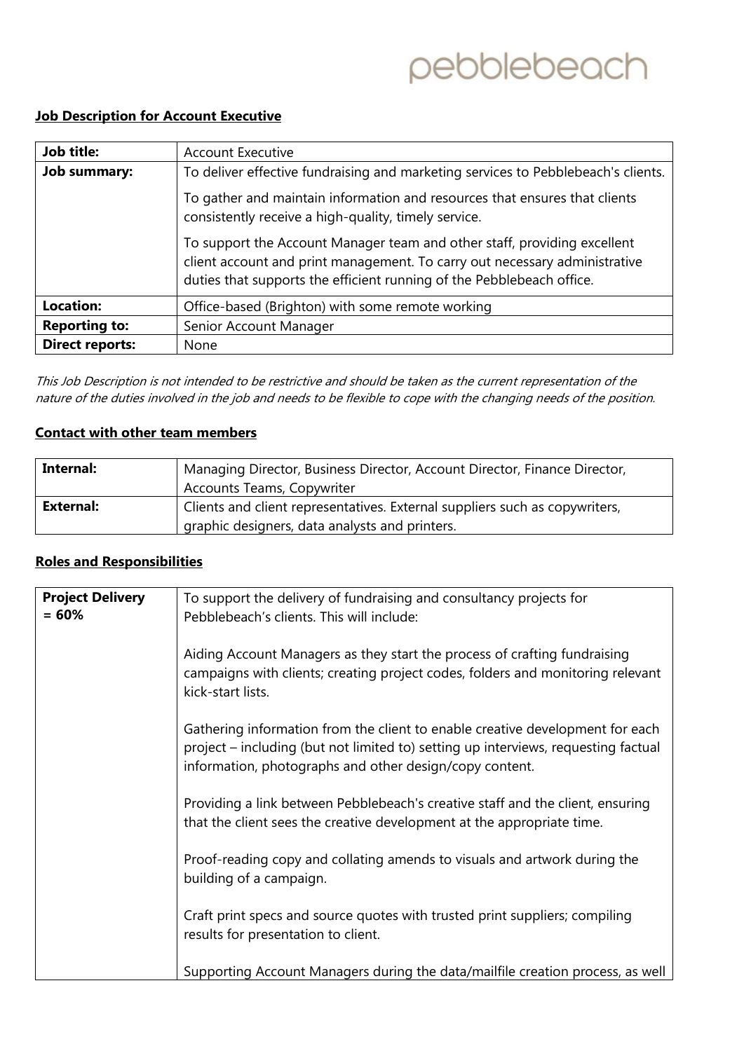pebblebeach

**Job Description for Account Executive**

| Job title: | Account Executive |
|---|---|
| Job summary: | To deliver effective fundraising and marketing services to Pebblebeach's clients.<br><br>To gather and maintain information and resources that ensures that clients consistently receive a high-quality, timely service.<br><br>To support the Account Manager team and other staff, providing excellent client account and print management. To carry out necessary administrative duties that supports the efficient running of the Pebblebeach office. |
| Location: | Office-based (Brighton) with some remote working |
| Reporting to: | Senior Account Manager |
| Direct reports: | None |

*This Job Description is not intended to be restrictive and should be taken as the current representation of the nature of the duties involved in the job and needs to be flexible to cope with the changing needs of the position.*

**Contact with other team members**

| Internal: | Managing Director, Business Director, Account Director, Finance Director, Accounts Teams, Copywriter |
|---|---|
| External: | Clients and client representatives. External suppliers such as copywriters, graphic designers, data analysts and printers. |

**Roles and Responsibilities**

| Project Delivery = 60% | To support the delivery of fundraising and consultancy projects for Pebblebeach's clients. This will include:<br><br>Aiding Account Managers as they start the process of crafting fundraising campaigns with clients; creating project codes, folders and monitoring relevant kick-start lists.<br><br>Gathering information from the client to enable creative development for each project – including (but not limited to) setting up interviews, requesting factual information, photographs and other design/copy content.<br><br>Providing a link between Pebblebeach's creative staff and the client, ensuring that the client sees the creative development at the appropriate time.<br><br>Proof-reading copy and collating amends to visuals and artwork during the building of a campaign.<br><br>Craft print specs and source quotes with trusted print suppliers; compiling results for presentation to client.<br><br>Supporting Account Managers during the data/mailfile creation process, as well |
|---|---|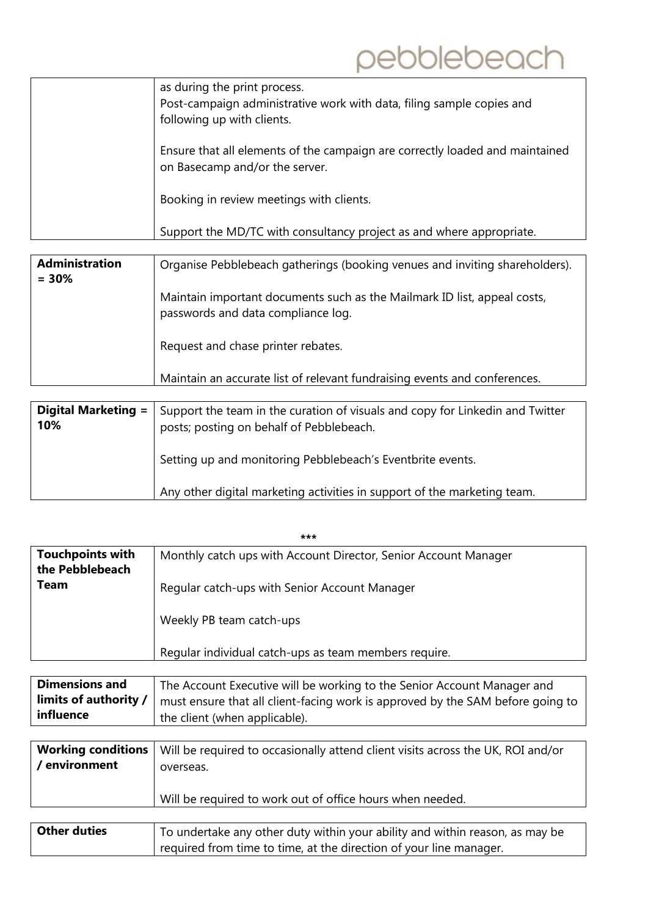| | |
|---|---|
| | as during the print process.<br>Post-campaign administrative work with data, filing sample copies and following up with clients.<br><br>Ensure that all elements of the campaign are correctly loaded and maintained on Basecamp and/or the server.<br><br>Booking in review meetings with clients.<br><br>Support the MD/TC with consultancy project as and where appropriate. |

| | |
|---|---|
| **Administration = 30%** | Organise Pebblebeach gatherings (booking venues and inviting shareholders).<br><br>Maintain important documents such as the Mailmark ID list, appeal costs, passwords and data compliance log.<br><br>Request and chase printer rebates.<br><br>Maintain an accurate list of relevant fundraising events and conferences. |

| | |
|---|---|
| **Digital Marketing = 10%** | Support the team in the curation of visuals and copy for Linkedin and Twitter posts; posting on behalf of Pebblebeach.<br><br>Setting up and monitoring Pebblebeach's Eventbrite events.<br><br>Any other digital marketing activities in support of the marketing team. |

***

| | |
|---|---|
| **Touchpoints with the Pebblebeach Team** | Monthly catch ups with Account Director, Senior Account Manager<br><br>Regular catch-ups with Senior Account Manager<br><br>Weekly PB team catch-ups<br><br>Regular individual catch-ups as team members require. |

| | |
|---|---|
| **Dimensions and limits of authority / influence** | The Account Executive will be working to the Senior Account Manager and must ensure that all client-facing work is approved by the SAM before going to the client (when applicable). |

| | |
|---|---|
| **Working conditions / environment** | Will be required to occasionally attend client visits across the UK, ROI and/or overseas.<br><br>Will be required to work out of office hours when needed. |

| | |
|---|---|
| **Other duties** | To undertake any other duty within your ability and within reason, as may be required from time to time, at the direction of your line manager. |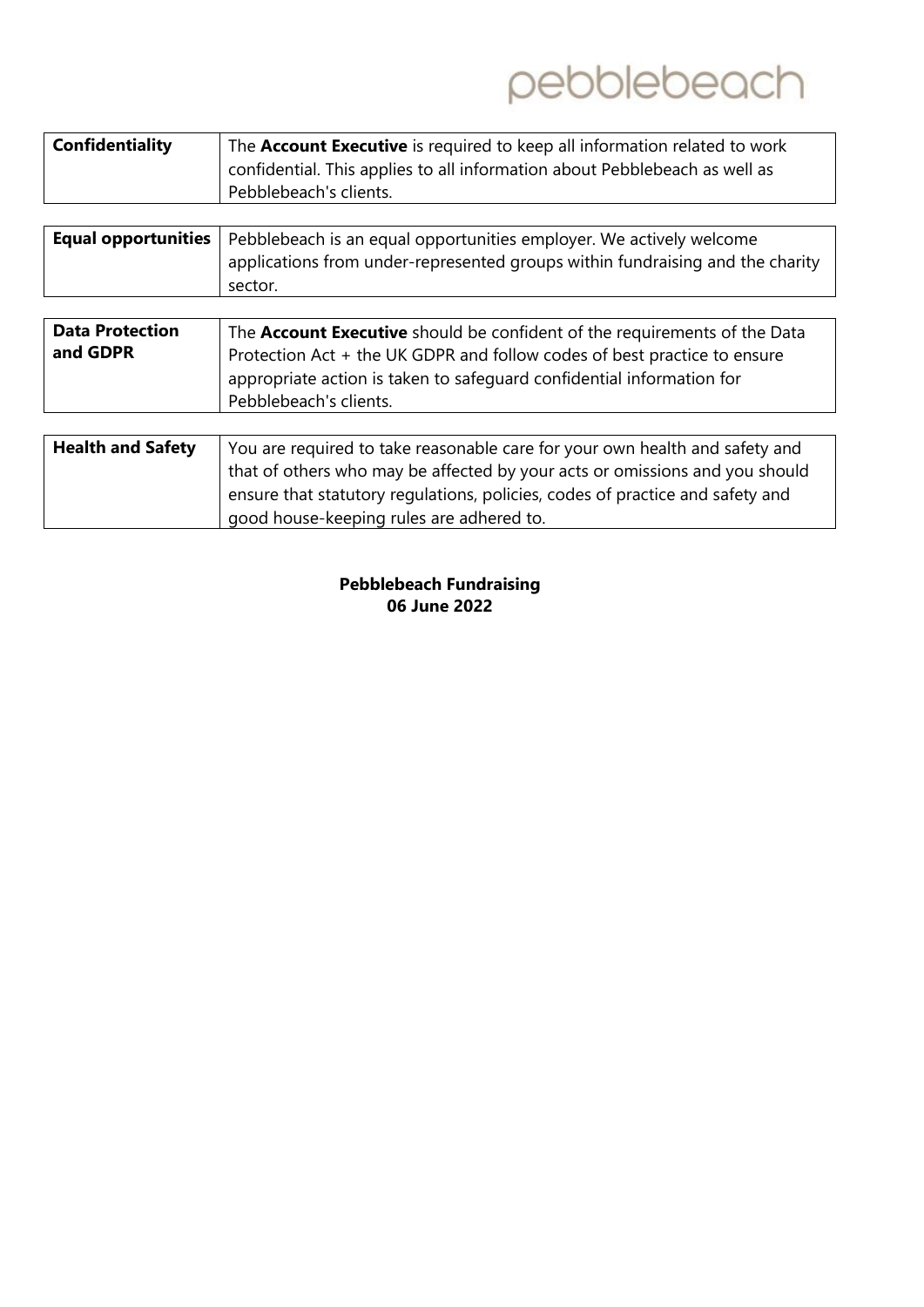| | |
|---|---|
| **Confidentiality** | The **Account Executive** is required to keep all information related to work confidential. This applies to all information about Pebblebeach as well as Pebblebeach's clients. |

| | |
|---|---|
| **Equal opportunities** | Pebblebeach is an equal opportunities employer. We actively welcome applications from under-represented groups within fundraising and the charity sector. |

| | |
|---|---|
| **Data Protection and GDPR** | The **Account Executive** should be confident of the requirements of the Data Protection Act + the UK GDPR and follow codes of best practice to ensure appropriate action is taken to safeguard confidential information for Pebblebeach's clients. |

| | |
|---|---|
| **Health and Safety** | You are required to take reasonable care for your own health and safety and that of others who may be affected by your acts or omissions and you should ensure that statutory regulations, policies, codes of practice and safety and good house-keeping rules are adhered to. |

**Pebblebeach Fundraising**
**06 June 2022**